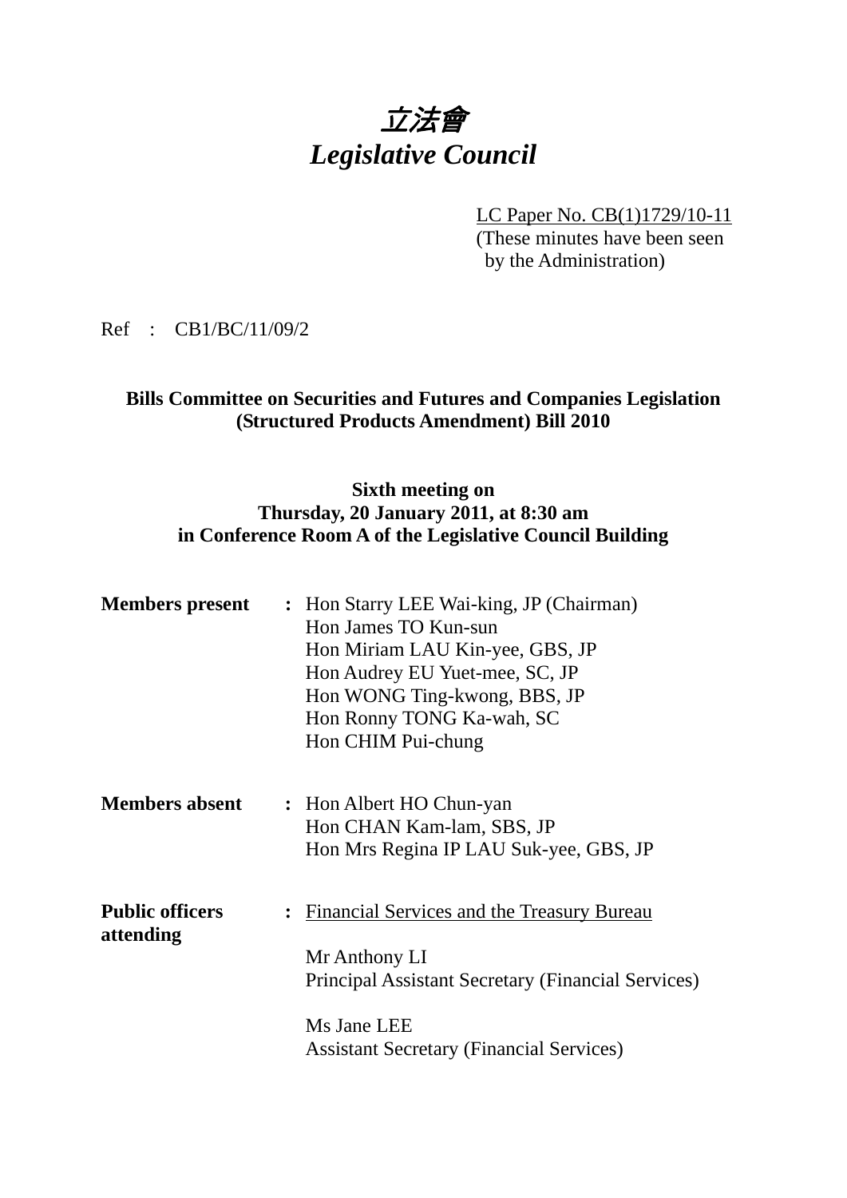# *立法會*
# *Legislative Council*

LC Paper No. CB(1)1729/10-11
(These minutes have been seen by the Administration)

Ref : CB1/BC/11/09/2

**Bills Committee on Securities and Futures and Companies Legislation (Structured Products Amendment) Bill 2010**

**Sixth meeting on**
**Thursday, 20 January 2011, at 8:30 am**
**in Conference Room A of the Legislative Council Building**

**Members present** : Hon Starry LEE Wai-king, JP (Chairman)
Hon James TO Kun-sun
Hon Miriam LAU Kin-yee, GBS, JP
Hon Audrey EU Yuet-mee, SC, JP
Hon WONG Ting-kwong, BBS, JP
Hon Ronny TONG Ka-wah, SC
Hon CHIM Pui-chung

**Members absent** : Hon Albert HO Chun-yan
Hon CHAN Kam-lam, SBS, JP
Hon Mrs Regina IP LAU Suk-yee, GBS, JP

**Public officers attending** : Financial Services and the Treasury Bureau

Mr Anthony LI
Principal Assistant Secretary (Financial Services)

Ms Jane LEE
Assistant Secretary (Financial Services)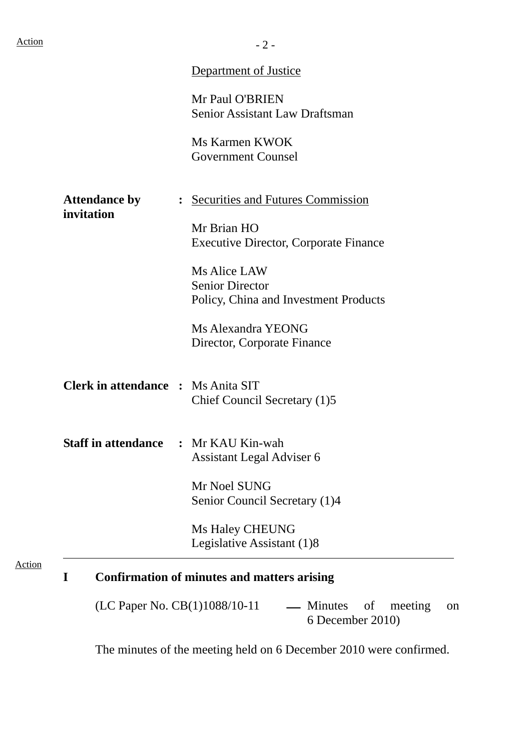Department of Justice

Mr Paul O'BRIEN
Senior Assistant Law Draftsman

Ms Karmen KWOK
Government Counsel

**Attendance by invitation** : Securities and Futures Commission

Mr Brian HO
Executive Director, Corporate Finance

Ms Alice LAW
Senior Director
Policy, China and Investment Products

Ms Alexandra YEONG
Director, Corporate Finance

**Clerk in attendance** : Ms Anita SIT
Chief Council Secretary (1)5

**Staff in attendance** : Mr KAU Kin-wah
Assistant Legal Adviser 6

Mr Noel SUNG
Senior Council Secretary (1)4

Ms Haley CHEUNG
Legislative Assistant (1)8

---

Action

## I Confirmation of minutes and matters arising

(LC Paper No. CB(1)1088/10-11 — Minutes of meeting on 6 December 2010)

The minutes of the meeting held on 6 December 2010 were confirmed.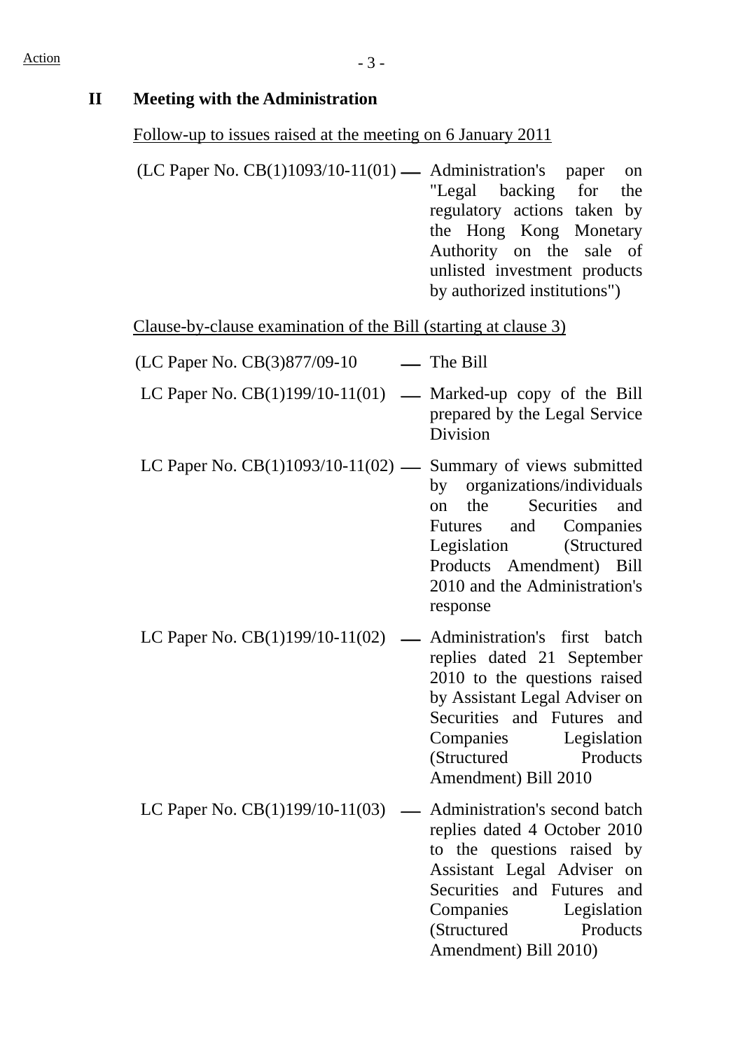## II Meeting with the Administration

Follow-up to issues raised at the meeting on 6 January 2011

(LC Paper No. CB(1)1093/10-11(01) — Administration's paper on "Legal backing for the regulatory actions taken by the Hong Kong Monetary Authority on the sale of unlisted investment products by authorized institutions")

Clause-by-clause examination of the Bill (starting at clause 3)

(LC Paper No. CB(3)877/09-10 — The Bill

LC Paper No. CB(1)199/10-11(01) — Marked-up copy of the Bill prepared by the Legal Service Division

LC Paper No. CB(1)1093/10-11(02) — Summary of views submitted by organizations/individuals on the Securities and Futures and Companies Legislation (Structured Products Amendment) Bill 2010 and the Administration's response

LC Paper No. CB(1)199/10-11(02) — Administration's first batch replies dated 21 September 2010 to the questions raised by Assistant Legal Adviser on Securities and Futures and Companies Legislation (Structured Products Amendment) Bill 2010

LC Paper No. CB(1)199/10-11(03) — Administration's second batch replies dated 4 October 2010 to the questions raised by Assistant Legal Adviser on Securities and Futures and Companies Legislation (Structured Products Amendment) Bill 2010)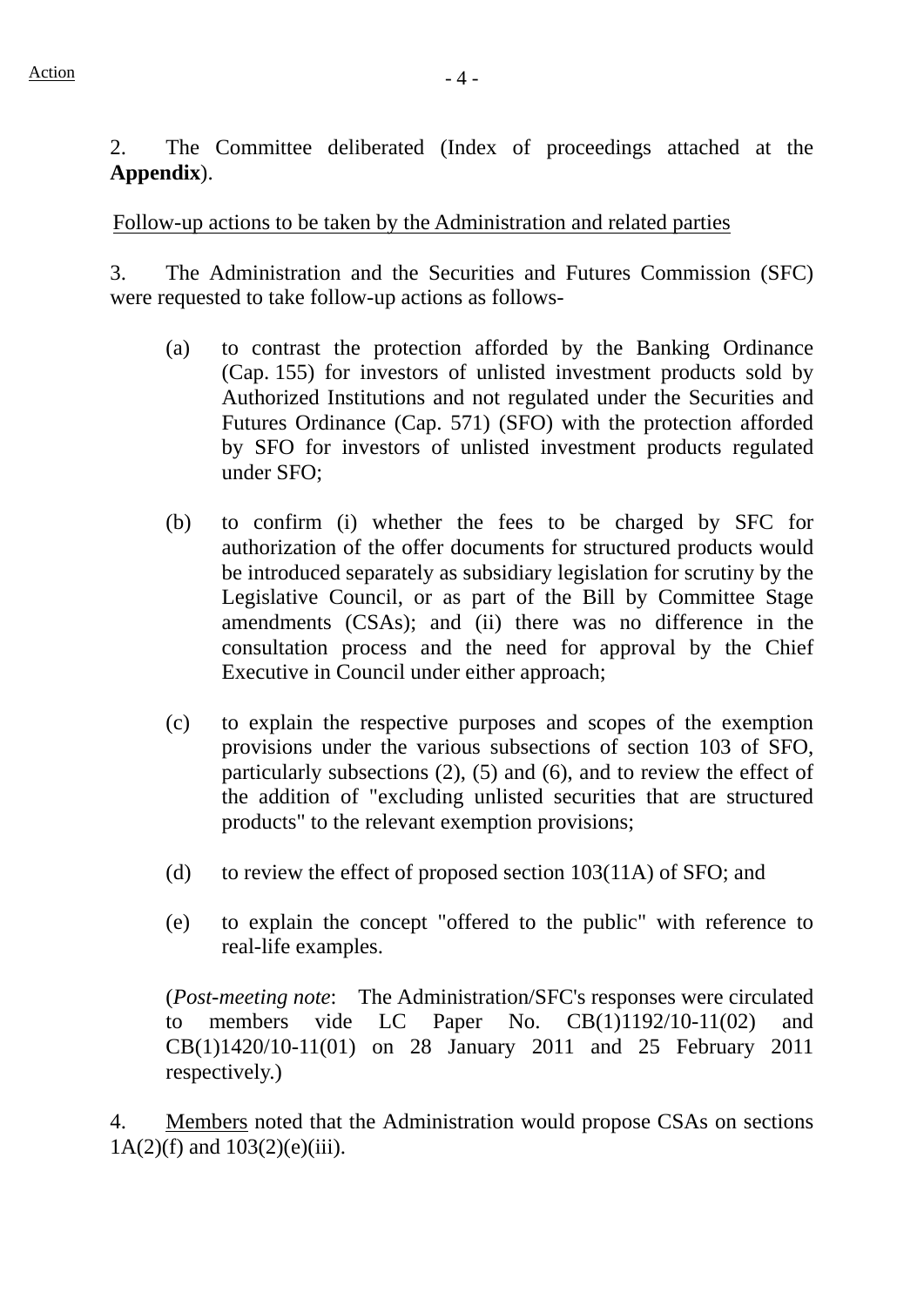2. The Committee deliberated (Index of proceedings attached at the **Appendix**).

Follow-up actions to be taken by the Administration and related parties

3. The Administration and the Securities and Futures Commission (SFC) were requested to take follow-up actions as follows-

(a) to contrast the protection afforded by the Banking Ordinance (Cap. 155) for investors of unlisted investment products sold by Authorized Institutions and not regulated under the Securities and Futures Ordinance (Cap. 571) (SFO) with the protection afforded by SFO for investors of unlisted investment products regulated under SFO;

(b) to confirm (i) whether the fees to be charged by SFC for authorization of the offer documents for structured products would be introduced separately as subsidiary legislation for scrutiny by the Legislative Council, or as part of the Bill by Committee Stage amendments (CSAs); and (ii) there was no difference in the consultation process and the need for approval by the Chief Executive in Council under either approach;

(c) to explain the respective purposes and scopes of the exemption provisions under the various subsections of section 103 of SFO, particularly subsections (2), (5) and (6), and to review the effect of the addition of "excluding unlisted securities that are structured products" to the relevant exemption provisions;

(d) to review the effect of proposed section 103(11A) of SFO; and

(e) to explain the concept "offered to the public" with reference to real-life examples.

(*Post-meeting note*: The Administration/SFC's responses were circulated to members vide LC Paper No. CB(1)1192/10-11(02) and CB(1)1420/10-11(01) on 28 January 2011 and 25 February 2011 respectively.)

4. Members noted that the Administration would propose CSAs on sections 1A(2)(f) and 103(2)(e)(iii).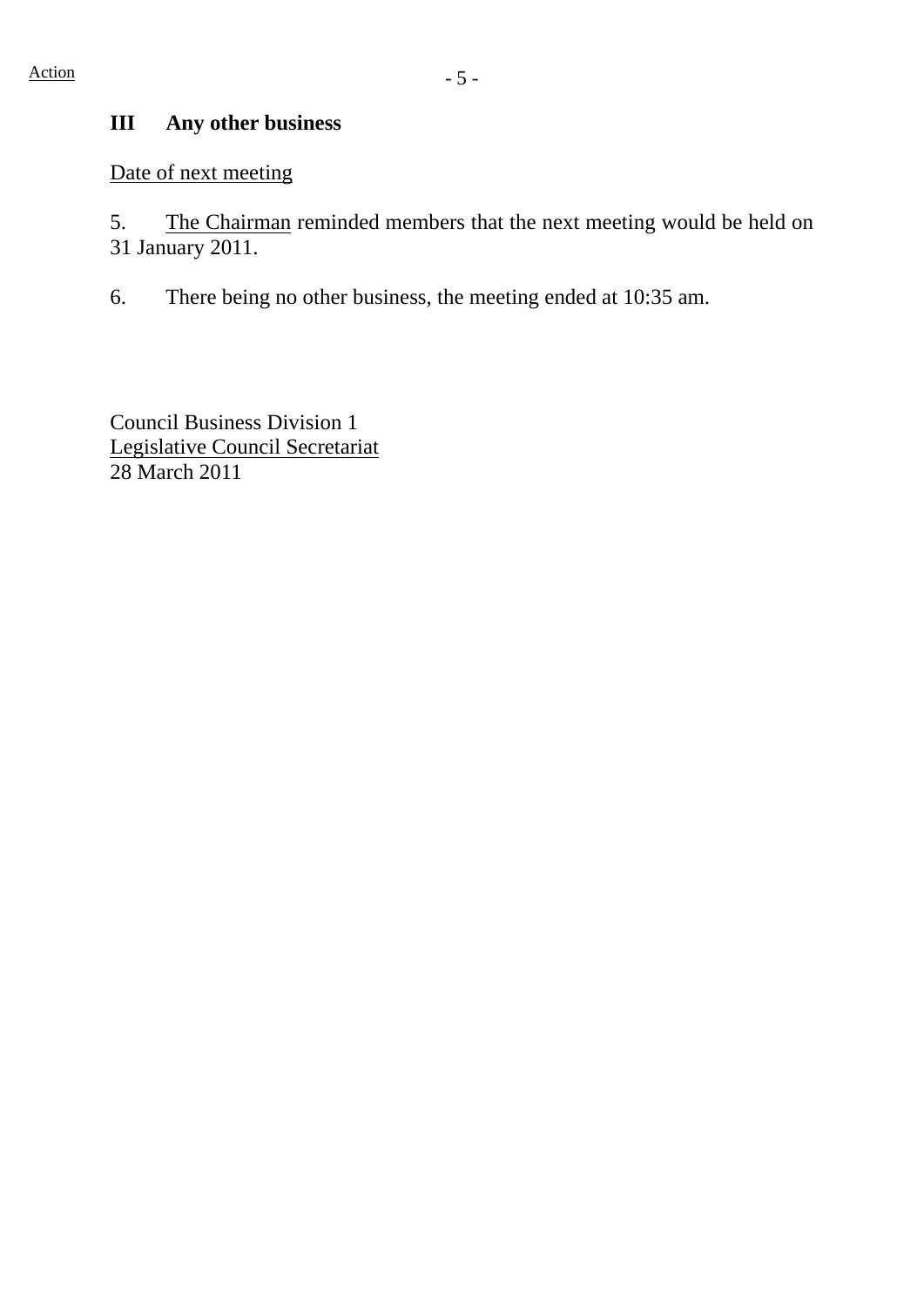Action

### III Any other business

Date of next meeting

5. The Chairman reminded members that the next meeting would be held on 31 January 2011.

6. There being no other business, the meeting ended at 10:35 am.

Council Business Division 1
Legislative Council Secretariat
28 March 2011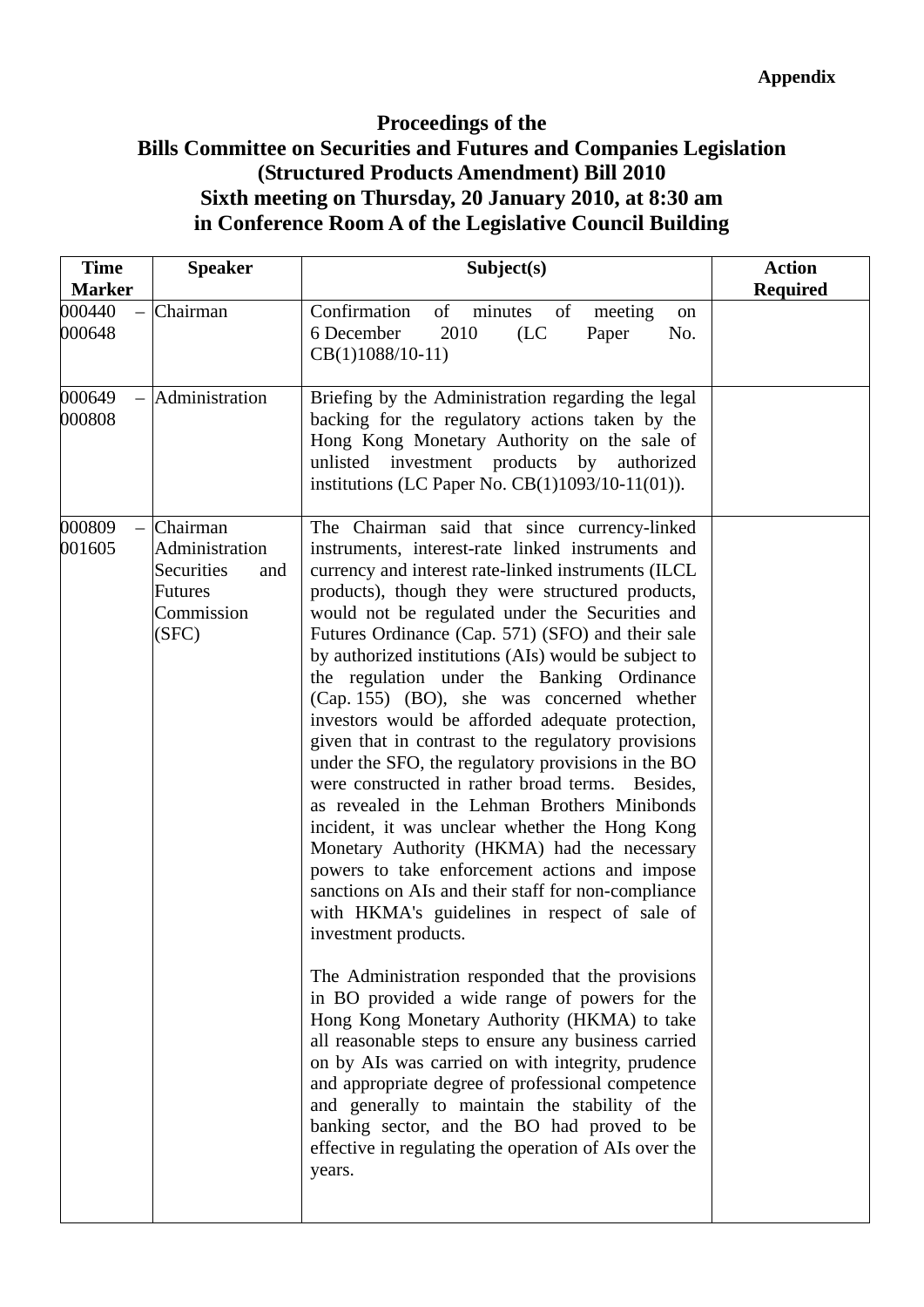**Appendix**

# Proceedings of the Bills Committee on Securities and Futures and Companies Legislation (Structured Products Amendment) Bill 2010 Sixth meeting on Thursday, 20 January 2010, at 8:30 am in Conference Room A of the Legislative Council Building

| Time Marker | Speaker | Subject(s) | Action Required |
|---|---|---|---|
| 000440 – 000648 | Chairman | Confirmation of minutes of meeting on 6 December 2010 (LC Paper No. CB(1)1088/10-11) | |
| 000649 – 000808 | Administration | Briefing by the Administration regarding the legal backing for the regulatory actions taken by the Hong Kong Monetary Authority on the sale of unlisted investment products by authorized institutions (LC Paper No. CB(1)1093/10-11(01)). | |
| 000809 – 001605 | Chairman<br>Administration<br>Securities and Futures Commission (SFC) | The Chairman said that since currency-linked instruments, interest-rate linked instruments and currency and interest rate-linked instruments (ILCL products), though they were structured products, would not be regulated under the Securities and Futures Ordinance (Cap. 571) (SFO) and their sale by authorized institutions (AIs) would be subject to the regulation under the Banking Ordinance (Cap. 155) (BO), she was concerned whether investors would be afforded adequate protection, given that in contrast to the regulatory provisions under the SFO, the regulatory provisions in the BO were constructed in rather broad terms. Besides, as revealed in the Lehman Brothers Minibonds incident, it was unclear whether the Hong Kong Monetary Authority (HKMA) had the necessary powers to take enforcement actions and impose sanctions on AIs and their staff for non-compliance with HKMA's guidelines in respect of sale of investment products.<br><br>The Administration responded that the provisions in BO provided a wide range of powers for the Hong Kong Monetary Authority (HKMA) to take all reasonable steps to ensure any business carried on by AIs was carried on with integrity, prudence and appropriate degree of professional competence and generally to maintain the stability of the banking sector, and the BO had proved to be effective in regulating the operation of AIs over the years. | |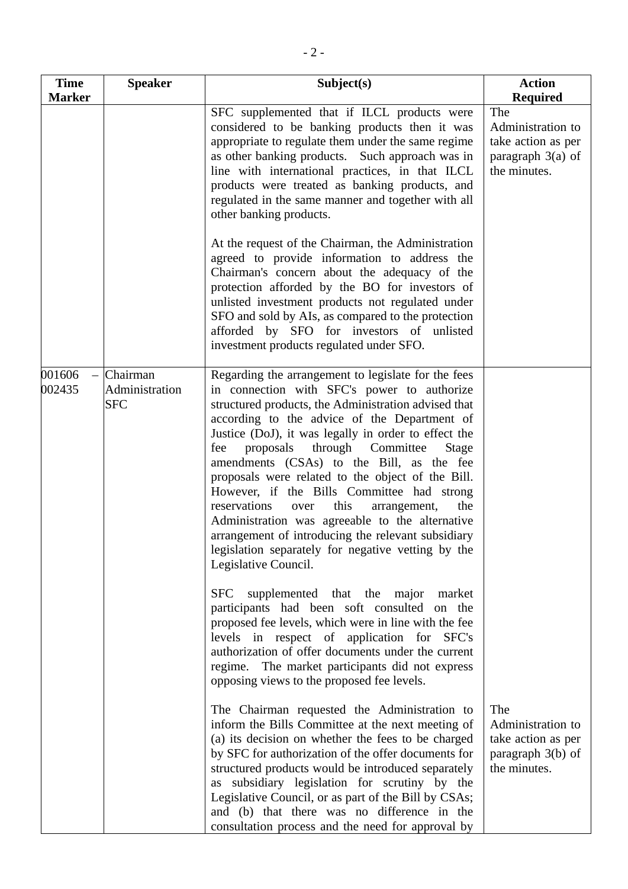| Time Marker | Speaker | Subject(s) | Action Required |
|---|---|---|---|
| | | SFC supplemented that if ILCL products were considered to be banking products then it was appropriate to regulate them under the same regime as other banking products. Such approach was in line with international practices, in that ILCL products were treated as banking products, and regulated in the same manner and together with all other banking products.<br><br>At the request of the Chairman, the Administration agreed to provide information to address the Chairman's concern about the adequacy of the protection afforded by the BO for investors of unlisted investment products not regulated under SFO and sold by AIs, as compared to the protection afforded by SFO for investors of unlisted investment products regulated under SFO. | The Administration to take action as per paragraph 3(a) of the minutes. |
| 001606 – 002435 | Chairman<br>Administration<br>SFC | Regarding the arrangement to legislate for the fees in connection with SFC's power to authorize structured products, the Administration advised that according to the advice of the Department of Justice (DoJ), it was legally in order to effect the fee proposals through Committee Stage amendments (CSAs) to the Bill, as the fee proposals were related to the object of the Bill. However, if the Bills Committee had strong reservations over this arrangement, the Administration was agreeable to the alternative arrangement of introducing the relevant subsidiary legislation separately for negative vetting by the Legislative Council.<br><br>SFC supplemented that the major market participants had been soft consulted on the proposed fee levels, which were in line with the fee levels in respect of application for SFC's authorization of offer documents under the current regime. The market participants did not express opposing views to the proposed fee levels.<br><br>The Chairman requested the Administration to inform the Bills Committee at the next meeting of (a) its decision on whether the fees to be charged by SFC for authorization of the offer documents for structured products would be introduced separately as subsidiary legislation for scrutiny by the Legislative Council, or as part of the Bill by CSAs; and (b) that there was no difference in the consultation process and the need for approval by | The Administration to take action as per paragraph 3(b) of the minutes. |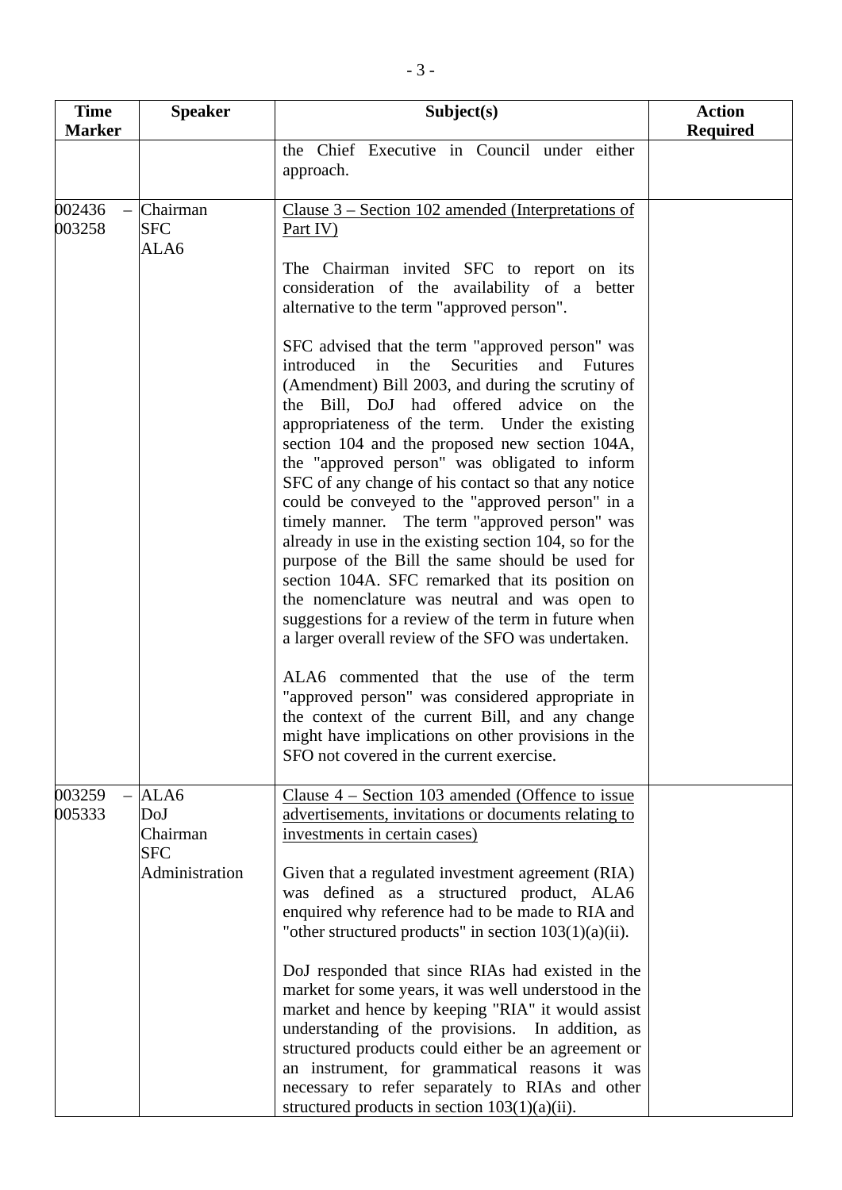| Time Marker | Speaker | Subject(s) | Action Required |
|---|---|---|---|
| | | the Chief Executive in Council under either approach. | |
| 002436 – 003258 | Chairman<br>SFC<br>ALA6 | Clause 3 – Section 102 amended (Interpretations of Part IV)<br><br>The Chairman invited SFC to report on its consideration of the availability of a better alternative to the term "approved person".<br><br>SFC advised that the term "approved person" was introduced in the Securities and Futures (Amendment) Bill 2003, and during the scrutiny of the Bill, DoJ had offered advice on the appropriateness of the term. Under the existing section 104 and the proposed new section 104A, the "approved person" was obligated to inform SFC of any change of his contact so that any notice could be conveyed to the "approved person" in a timely manner. The term "approved person" was already in use in the existing section 104, so for the purpose of the Bill the same should be used for section 104A. SFC remarked that its position on the nomenclature was neutral and was open to suggestions for a review of the term in future when a larger overall review of the SFO was undertaken.<br><br>ALA6 commented that the use of the term "approved person" was considered appropriate in the context of the current Bill, and any change might have implications on other provisions in the SFO not covered in the current exercise. | |
| 003259 – 005333 | ALA6<br>DoJ<br>Chairman<br>SFC<br>Administration | Clause 4 – Section 103 amended (Offence to issue advertisements, invitations or documents relating to investments in certain cases)<br><br>Given that a regulated investment agreement (RIA) was defined as a structured product, ALA6 enquired why reference had to be made to RIA and "other structured products" in section 103(1)(a)(ii).<br><br>DoJ responded that since RIAs had existed in the market for some years, it was well understood in the market and hence by keeping "RIA" it would assist understanding of the provisions. In addition, as structured products could either be an agreement or an instrument, for grammatical reasons it was necessary to refer separately to RIAs and other structured products in section 103(1)(a)(ii). | |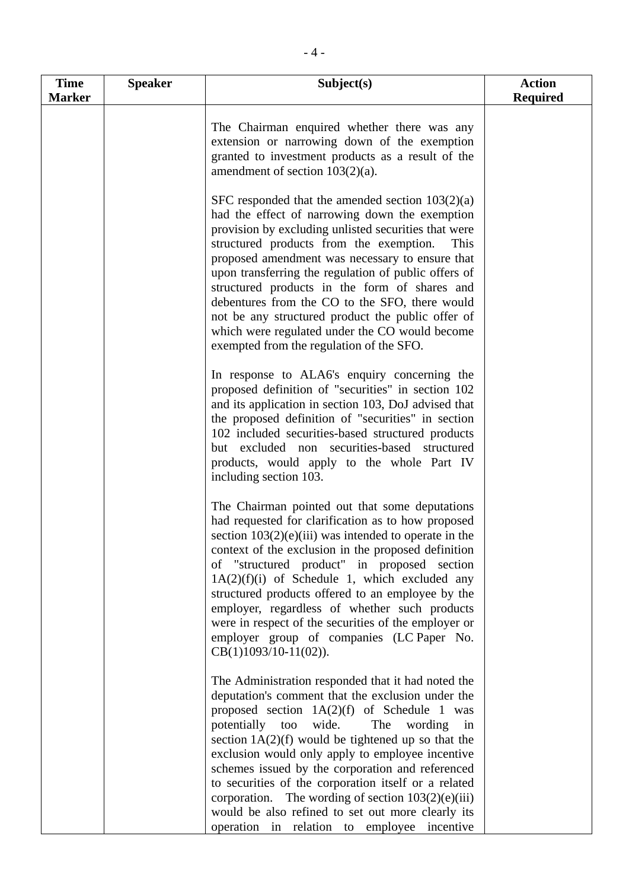| Time Marker | Speaker | Subject(s) | Action Required |
|---|---|---|---|
| | | The Chairman enquired whether there was any extension or narrowing down of the exemption granted to investment products as a result of the amendment of section 103(2)(a).<br><br>SFC responded that the amended section 103(2)(a) had the effect of narrowing down the exemption provision by excluding unlisted securities that were structured products from the exemption. This proposed amendment was necessary to ensure that upon transferring the regulation of public offers of structured products in the form of shares and debentures from the CO to the SFO, there would not be any structured product the public offer of which were regulated under the CO would become exempted from the regulation of the SFO.<br><br>In response to ALA6's enquiry concerning the proposed definition of "securities" in section 102 and its application in section 103, DoJ advised that the proposed definition of "securities" in section 102 included securities-based structured products but excluded non securities-based structured products, would apply to the whole Part IV including section 103.<br><br>The Chairman pointed out that some deputations had requested for clarification as to how proposed section 103(2)(e)(iii) was intended to operate in the context of the exclusion in the proposed definition of "structured product" in proposed section 1A(2)(f)(i) of Schedule 1, which excluded any structured products offered to an employee by the employer, regardless of whether such products were in respect of the securities of the employer or employer group of companies (LC Paper No. CB(1)1093/10-11(02)).<br><br>The Administration responded that it had noted the deputation's comment that the exclusion under the proposed section 1A(2)(f) of Schedule 1 was potentially too wide. The wording in section 1A(2)(f) would be tightened up so that the exclusion would only apply to employee incentive schemes issued by the corporation and referenced to securities of the corporation itself or a related corporation. The wording of section 103(2)(e)(iii) would be also refined to set out more clearly its operation in relation to employee incentive | |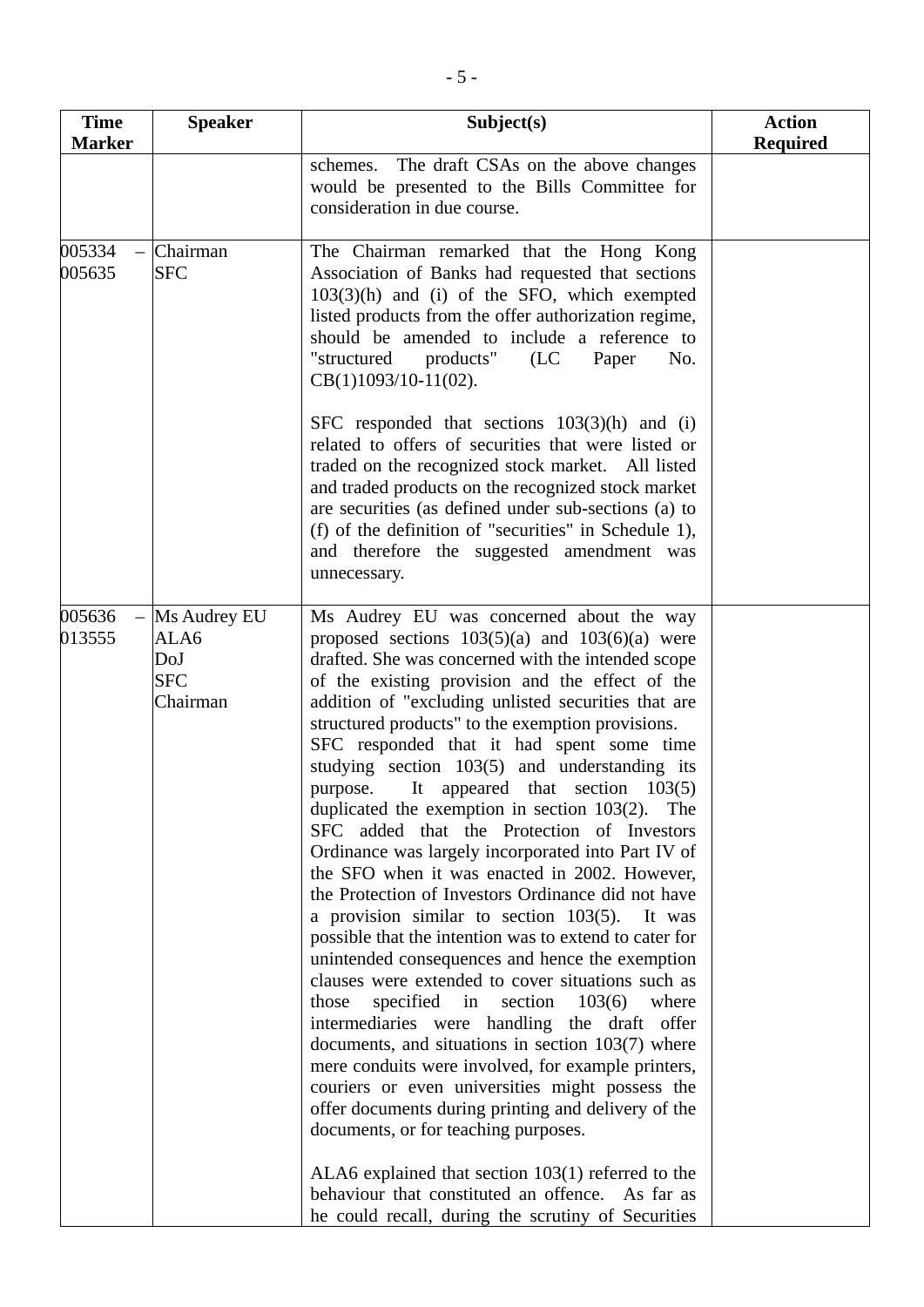| Time Marker | Speaker | Subject(s) | Action Required |
|---|---|---|---|
| | | schemes. The draft CSAs on the above changes would be presented to the Bills Committee for consideration in due course. | |
| 005334 – 005635 | Chairman<br>SFC | The Chairman remarked that the Hong Kong Association of Banks had requested that sections 103(3)(h) and (i) of the SFO, which exempted listed products from the offer authorization regime, should be amended to include a reference to "structured products" (LC Paper No. CB(1)1093/10-11(02).<br><br>SFC responded that sections 103(3)(h) and (i) related to offers of securities that were listed or traded on the recognized stock market. All listed and traded products on the recognized stock market are securities (as defined under sub-sections (a) to (f) of the definition of "securities" in Schedule 1), and therefore the suggested amendment was unnecessary. | |
| 005636 – 013555 | Ms Audrey EU<br>ALA6<br>DoJ<br>SFC<br>Chairman | Ms Audrey EU was concerned about the way proposed sections 103(5)(a) and 103(6)(a) were drafted. She was concerned with the intended scope of the existing provision and the effect of the addition of "excluding unlisted securities that are structured products" to the exemption provisions.<br>SFC responded that it had spent some time studying section 103(5) and understanding its purpose. It appeared that section 103(5) duplicated the exemption in section 103(2). The SFC added that the Protection of Investors Ordinance was largely incorporated into Part IV of the SFO when it was enacted in 2002. However, the Protection of Investors Ordinance did not have a provision similar to section 103(5). It was possible that the intention was to extend to cater for unintended consequences and hence the exemption clauses were extended to cover situations such as those specified in section 103(6) where intermediaries were handling the draft offer documents, and situations in section 103(7) where mere conduits were involved, for example printers, couriers or even universities might possess the offer documents during printing and delivery of the documents, or for teaching purposes.<br><br>ALA6 explained that section 103(1) referred to the behaviour that constituted an offence. As far as he could recall, during the scrutiny of Securities | |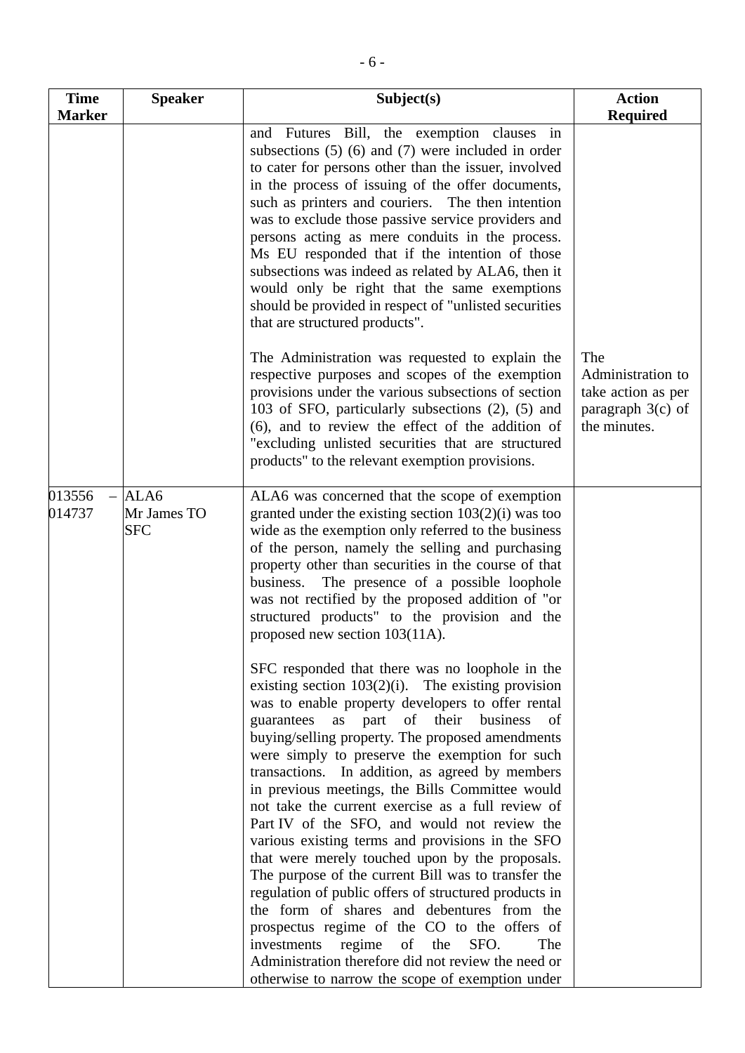| Time Marker | Speaker | Subject(s) | Action Required |
|---|---|---|---|
| | | and Futures Bill, the exemption clauses in subsections (5) (6) and (7) were included in order to cater for persons other than the issuer, involved in the process of issuing of the offer documents, such as printers and couriers. The then intention was to exclude those passive service providers and persons acting as mere conduits in the process. Ms EU responded that if the intention of those subsections was indeed as related by ALA6, then it would only be right that the same exemptions should be provided in respect of "unlisted securities that are structured products".<br><br>The Administration was requested to explain the respective purposes and scopes of the exemption provisions under the various subsections of section 103 of SFO, particularly subsections (2), (5) and (6), and to review the effect of the addition of "excluding unlisted securities that are structured products" to the relevant exemption provisions. | The Administration to take action as per paragraph 3(c) of the minutes. |
| 013556 – 014737 | ALA6<br>Mr James TO<br>SFC | ALA6 was concerned that the scope of exemption granted under the existing section 103(2)(i) was too wide as the exemption only referred to the business of the person, namely the selling and purchasing property other than securities in the course of that business. The presence of a possible loophole was not rectified by the proposed addition of "or structured products" to the provision and the proposed new section 103(11A).<br><br>SFC responded that there was no loophole in the existing section 103(2)(i). The existing provision was to enable property developers to offer rental guarantees as part of their business of buying/selling property. The proposed amendments were simply to preserve the exemption for such transactions. In addition, as agreed by members in previous meetings, the Bills Committee would not take the current exercise as a full review of Part IV of the SFO, and would not review the various existing terms and provisions in the SFO that were merely touched upon by the proposals. The purpose of the current Bill was to transfer the regulation of public offers of structured products in the form of shares and debentures from the prospectus regime of the CO to the offers of investments regime of the SFO. The Administration therefore did not review the need or otherwise to narrow the scope of exemption under | |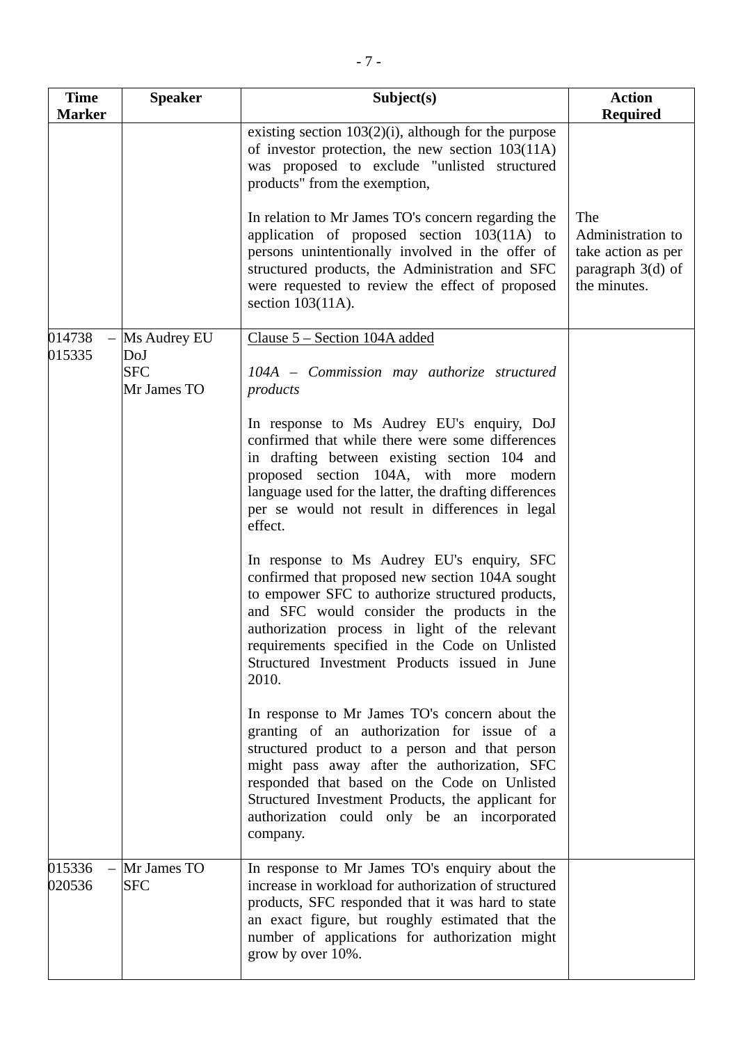| Time Marker | Speaker | Subject(s) | Action Required |
|---|---|---|---|
| | | existing section 103(2)(i), although for the purpose of investor protection, the new section 103(11A) was proposed to exclude "unlisted structured products" from the exemption,<br><br>In relation to Mr James TO's concern regarding the application of proposed section 103(11A) to persons unintentionally involved in the offer of structured products, the Administration and SFC were requested to review the effect of proposed section 103(11A). | The Administration to take action as per paragraph 3(d) of the minutes. |
| 014738 – 015335 | Ms Audrey EU<br>DoJ<br>SFC<br>Mr James TO | <u>Clause 5 – Section 104A added</u><br><br>*104A – Commission may authorize structured products*<br><br>In response to Ms Audrey EU's enquiry, DoJ confirmed that while there were some differences in drafting between existing section 104 and proposed section 104A, with more modern language used for the latter, the drafting differences per se would not result in differences in legal effect.<br><br>In response to Ms Audrey EU's enquiry, SFC confirmed that proposed new section 104A sought to empower SFC to authorize structured products, and SFC would consider the products in the authorization process in light of the relevant requirements specified in the Code on Unlisted Structured Investment Products issued in June 2010.<br><br>In response to Mr James TO's concern about the granting of an authorization for issue of a structured product to a person and that person might pass away after the authorization, SFC responded that based on the Code on Unlisted Structured Investment Products, the applicant for authorization could only be an incorporated company. | |
| 015336 – 020536 | Mr James TO<br>SFC | In response to Mr James TO's enquiry about the increase in workload for authorization of structured products, SFC responded that it was hard to state an exact figure, but roughly estimated that the number of applications for authorization might grow by over 10%. | |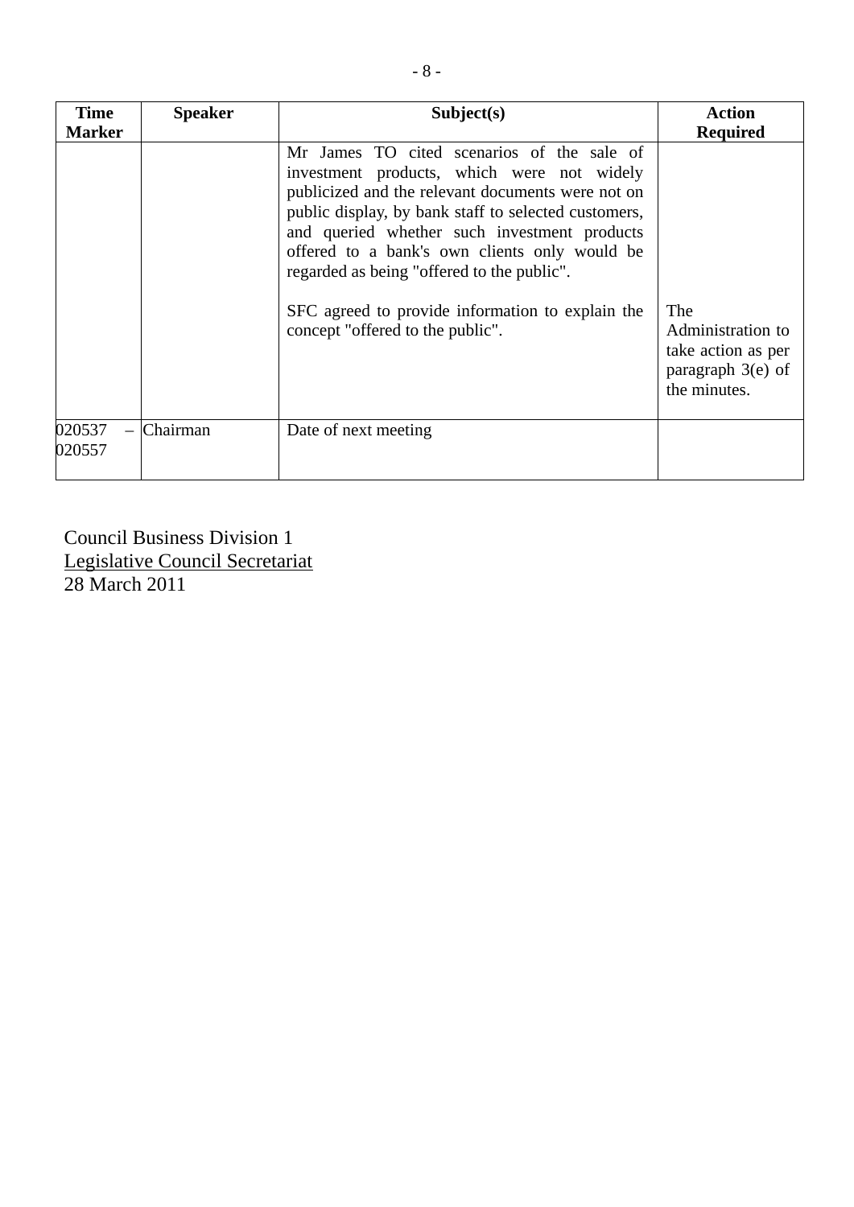| Time Marker | Speaker | Subject(s) | Action Required |
|---|---|---|---|
| | | Mr James TO cited scenarios of the sale of investment products, which were not widely publicized and the relevant documents were not on public display, by bank staff to selected customers, and queried whether such investment products offered to a bank's own clients only would be regarded as being "offered to the public".<br><br>SFC agreed to provide information to explain the concept "offered to the public". | The Administration to take action as per paragraph 3(e) of the minutes. |
| 020537 – 020557 | Chairman | Date of next meeting | |

Council Business Division 1
Legislative Council Secretariat
28 March 2011